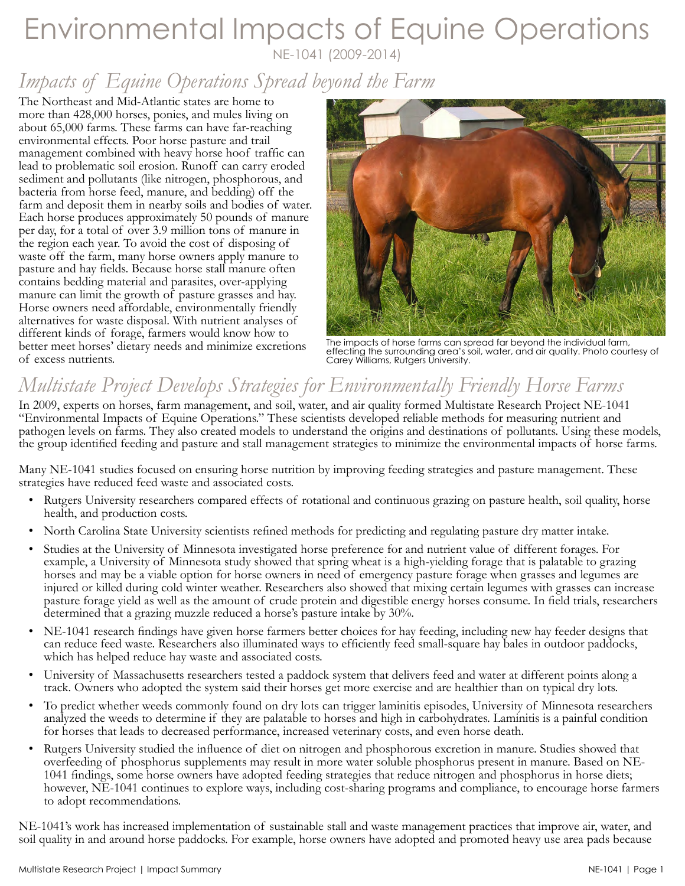# Environmental Impacts of Equine Operations

NE-1041 (2009-2014)

## *Impacts of Equine Operations Spread beyond the Farm*

The Northeast and Mid-Atlantic states are home to more than 428,000 horses, ponies, and mules living on about 65,000 farms. These farms can have far-reaching environmental effects. Poor horse pasture and trail management combined with heavy horse hoof traffic can lead to problematic soil erosion. Runoff can carry eroded sediment and pollutants (like nitrogen, phosphorous, and bacteria from horse feed, manure, and bedding) off the farm and deposit them in nearby soils and bodies of water. Each horse produces approximately 50 pounds of manure per day, for a total of over 3.9 million tons of manure in the region each year. To avoid the cost of disposing of waste off the farm, many horse owners apply manure to pasture and hay fields. Because horse stall manure often contains bedding material and parasites, over-applying manure can limit the growth of pasture grasses and hay. Horse owners need affordable, environmentally friendly alternatives for waste disposal. With nutrient analyses of different kinds of forage, farmers would know how to better meet horses' dietary needs and minimize excretions of excess nutrients.

The impacts of horse farms can spread far beyond the individual farm, effecting the surrounding area's soil, water, and air quality. Photo courtesy of Carey Williams, Rutgers University.

## *Multistate Project Develops Strategies for Environmentally Friendly Horse Farms*

In 2009, experts on horses, farm management, and soil, water, and air quality formed Multistate Research Project NE-1041 "Environmental Impacts of Equine Operations." These scientists developed reliable methods for measuring nutrient and pathogen levels on farms. They also created models to understand the origins and destinations of pollutants. Using these models, the group identified feeding and pasture and stall management strategies to minimize the environmental impacts of horse farms.

Many NE-1041 studies focused on ensuring horse nutrition by improving feeding strategies and pasture management. These strategies have reduced feed waste and associated costs.

- Rutgers University researchers compared effects of rotational and continuous grazing on pasture health, soil quality, horse health, and production costs.
- North Carolina State University scientists refined methods for predicting and regulating pasture dry matter intake.
- Studies at the University of Minnesota investigated horse preference for and nutrient value of different forages. For example, a University of Minnesota study showed that spring wheat is a high-yielding forage that is palatable to grazing horses and may be a viable option for horse owners in need of emergency pasture forage when grasses and legumes are injured or killed during cold winter weather. Researchers also showed that mixing certain legumes with grasses can increase pasture forage yield as well as the amount of crude protein and digestible energy horses consume. In field trials, researchers determined that a grazing muzzle reduced a horse's pasture intake by 30%.
- NE-1041 research findings have given horse farmers better choices for hay feeding, including new hay feeder designs that can reduce feed waste. Researchers also illuminated ways to efficiently feed small-square hay bales in outdoor paddocks, which has helped reduce hay waste and associated costs.
- University of Massachusetts researchers tested a paddock system that delivers feed and water at different points along a track. Owners who adopted the system said their horses get more exercise and are healthier than on typical dry lots.
- To predict whether weeds commonly found on dry lots can trigger laminitis episodes, University of Minnesota researchers analyzed the weeds to determine if they are palatable to horses and high in carbohydrates. Laminitis is a painful condition for horses that leads to decreased performance, increased veterinary costs, and even horse death.
- Rutgers University studied the influence of diet on nitrogen and phosphorous excretion in manure. Studies showed that overfeeding of phosphorus supplements may result in more water soluble phosphorus present in manure. Based on NE-1041 findings, some horse owners have adopted feeding strategies that reduce nitrogen and phosphorus in horse diets; however, NE-1041 continues to explore ways, including cost-sharing programs and compliance, to encourage horse farmers to adopt recommendations.

NE-1041's work has increased implementation of sustainable stall and waste management practices that improve air, water, and soil quality in and around horse paddocks. For example, horse owners have adopted and promoted heavy use area pads because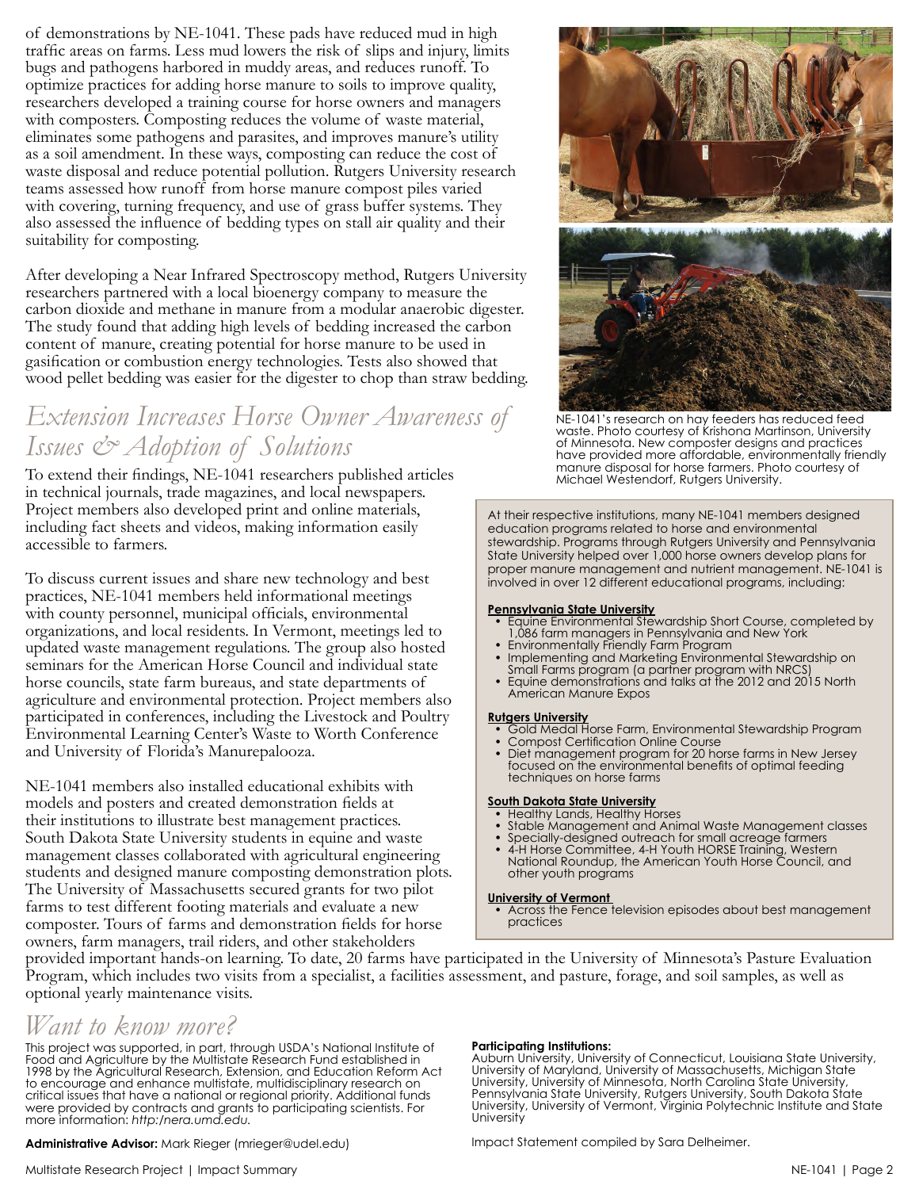of demonstrations by NE-1041. These pads have reduced mud in high traffic areas on farms. Less mud lowers the risk of slips and injury, limits bugs and pathogens harbored in muddy areas, and reduces runoff. To optimize practices for adding horse manure to soils to improve quality, researchers developed a training course for horse owners and managers with composters. Composting reduces the volume of waste material, eliminates some pathogens and parasites, and improves manure's utility as a soil amendment. In these ways, composting can reduce the cost of waste disposal and reduce potential pollution. Rutgers University research teams assessed how runoff from horse manure compost piles varied with covering, turning frequency, and use of grass buffer systems. They also assessed the influence of bedding types on stall air quality and their suitability for composting.

After developing a Near Infrared Spectroscopy method, Rutgers University researchers partnered with a local bioenergy company to measure the carbon dioxide and methane in manure from a modular anaerobic digester. The study found that adding high levels of bedding increased the carbon content of manure, creating potential for horse manure to be used in gasification or combustion energy technologies. Tests also showed that wood pellet bedding was easier for the digester to chop than straw bedding.

NE-1041's research on hay feeders has reduced feed waste. Photo courtesy of Krishona Martinson, University of Minnesota. New composter designs and practices have provided more affordable, environmentally friendly manure disposal for horse farmers. Photo courtesy of Michael Westendorf, Rutgers University.

## *Extension Increases Horse Owner Awareness of Issues & Adoption of Solutions*

To extend their findings, NE-1041 researchers published articles in technical journals, trade magazines, and local newspapers. Project members also developed print and online materials, including fact sheets and videos, making information easily accessible to farmers.

To discuss current issues and share new technology and best practices, NE-1041 members held informational meetings with county personnel, municipal officials, environmental organizations, and local residents. In Vermont, meetings led to updated waste management regulations. The group also hosted seminars for the American Horse Council and individual state horse councils, state farm bureaus, and state departments of agriculture and environmental protection. Project members also participated in conferences, including the Livestock and Poultry Environmental Learning Center's Waste to Worth Conference and University of Florida's Manurepalooza.

NE-1041 members also installed educational exhibits with models and posters and created demonstration fields at their institutions to illustrate best management practices. South Dakota State University students in equine and waste management classes collaborated with agricultural engineering students and designed manure composting demonstration plots. The University of Massachusetts secured grants for two pilot farms to test different footing materials and evaluate a new composter. Tours of farms and demonstration fields for horse owners, farm managers, trail riders, and other stakeholders provided important hands-on learning. To date, 20 farms have participated in the University of Minnesota's Pasture Evaluation Program, which includes two visits from a specialist, a facilities assessment, and pasture, forage, and soil samples, as well as optional yearly maintenance visits.

At their respective institutions, many NE-1041 members designed education programs related to horse and environmental stewardship. Programs through Rutgers University and Pennsylvania State University helped over 1,000 horse owners develop plans for proper manure management and nutrient management. NE-1041 is involved in over 12 different educational programs, including:

**Pennsylvania State University**
- Equine Environmental Stewardship Short Course, completed by 1,086 farm managers in Pennsylvania and New York
- Environmentally Friendly Farm Program
- Implementing and Marketing Environmental Stewardship on Small Farms program (a partner program with NRCS)
- Equine demonstrations and talks at the 2012 and 2015 North American Manure Expos

**Rutgers University**
- Gold Medal Horse Farm, Environmental Stewardship Program
- Compost Certification Online Course
- Diet management program for 20 horse farms in New Jersey focused on the environmental benefits of optimal feeding techniques on horse farms

**South Dakota State University**
- Healthy Lands, Healthy Horses
- Stable Management and Animal Waste Management classes
- Specially-designed outreach for small acreage farmers
- 4-H Horse Committee, 4-H Youth HORSE Training, Western National Roundup, the American Youth Horse Council, and other youth programs

**University of Vermont**
- Across the Fence television episodes about best management practices

## *Want to know more?*

This project was supported, in part, through USDA's National Institute of Food and Agriculture by the Multistate Research Fund established in 1998 by the Agricultural Research, Extension, and Education Reform Act to encourage and enhance multistate, multidisciplinary research on critical issues that have a national or regional priority. Additional funds were provided by contracts and grants to participating scientists. For more information: *http:/nera.umd.edu.*

**Administrative Advisor:** Mark Rieger (mrieger@udel.edu)

**Participating Institutions:**
Auburn University, University of Connecticut, Louisiana State University, University of Maryland, University of Massachusetts, Michigan State University, University of Minnesota, North Carolina State University, Pennsylvania State University, Rutgers University, South Dakota State University, University of Vermont, Virginia Polytechnic Institute and State University

Impact Statement compiled by Sara Delheimer.